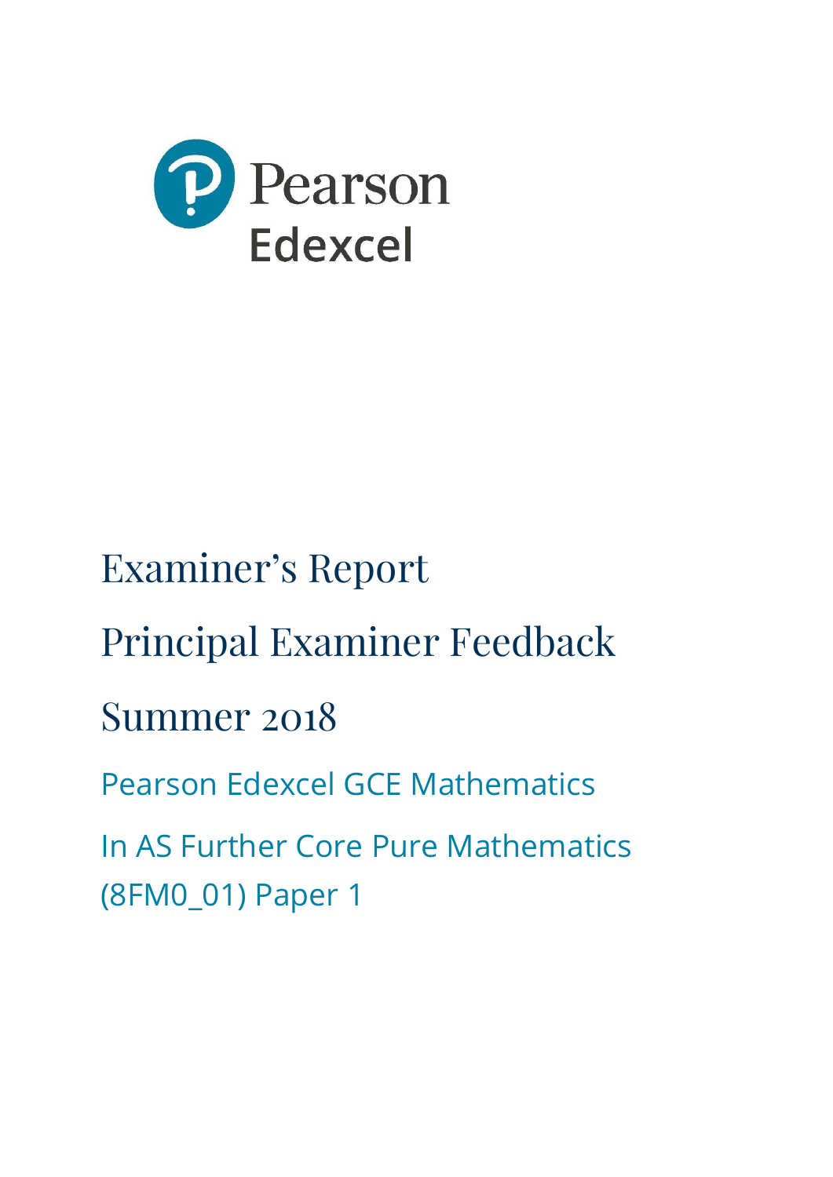Pearson Edexcel

# Examiner's Report

# Principal Examiner Feedback

# Summer 2018

Pearson Edexcel GCE Mathematics

In AS Further Core Pure Mathematics (8FM0_01) Paper 1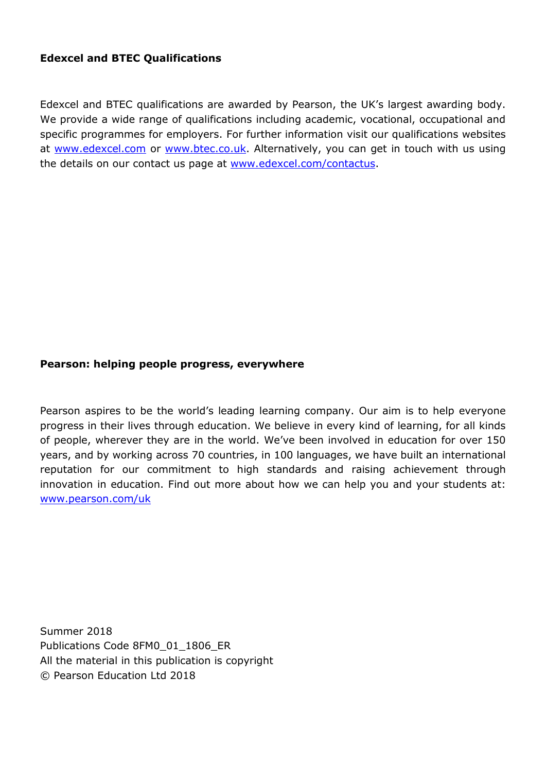**Edexcel and BTEC Qualifications**

Edexcel and BTEC qualifications are awarded by Pearson, the UK's largest awarding body. We provide a wide range of qualifications including academic, vocational, occupational and specific programmes for employers. For further information visit our qualifications websites at [www.edexcel.com](http://www.edexcel.com) or [www.btec.co.uk](http://www.btec.co.uk). Alternatively, you can get in touch with us using the details on our contact us page at [www.edexcel.com/contactus](http://www.edexcel.com/contactus).

**Pearson: helping people progress, everywhere**

Pearson aspires to be the world's leading learning company. Our aim is to help everyone progress in their lives through education. We believe in every kind of learning, for all kinds of people, wherever they are in the world. We've been involved in education for over 150 years, and by working across 70 countries, in 100 languages, we have built an international reputation for our commitment to high standards and raising achievement through innovation in education. Find out more about how we can help you and your students at: [www.pearson.com/uk](http://www.pearson.com/uk)

Summer 2018
Publications Code 8FM0_01_1806_ER
All the material in this publication is copyright
© Pearson Education Ltd 2018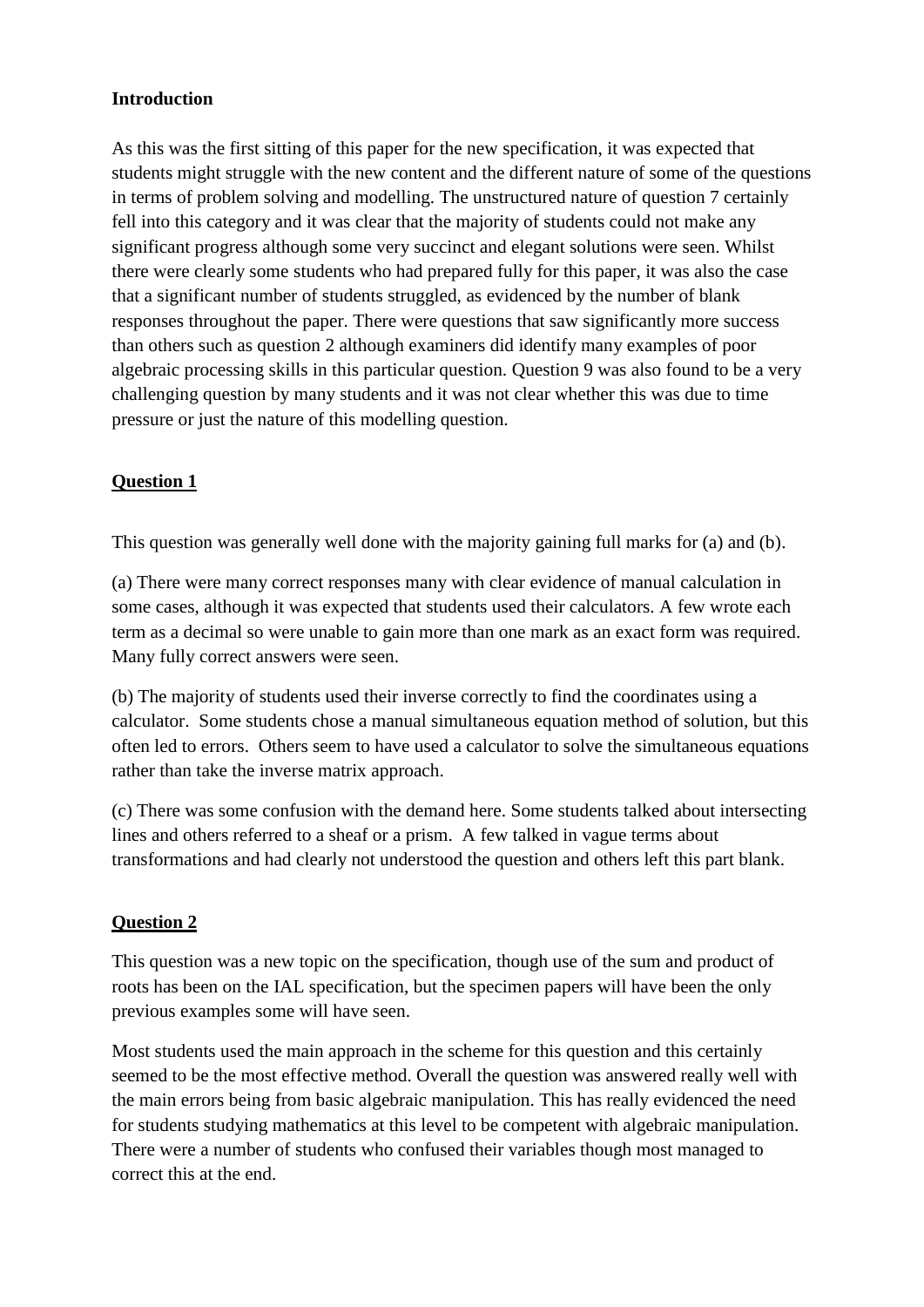**Introduction**

As this was the first sitting of this paper for the new specification, it was expected that students might struggle with the new content and the different nature of some of the questions in terms of problem solving and modelling. The unstructured nature of question 7 certainly fell into this category and it was clear that the majority of students could not make any significant progress although some very succinct and elegant solutions were seen. Whilst there were clearly some students who had prepared fully for this paper, it was also the case that a significant number of students struggled, as evidenced by the number of blank responses throughout the paper. There were questions that saw significantly more success than others such as question 2 although examiners did identify many examples of poor algebraic processing skills in this particular question. Question 9 was also found to be a very challenging question by many students and it was not clear whether this was due to time pressure or just the nature of this modelling question.

**Question 1**

This question was generally well done with the majority gaining full marks for (a) and (b).

(a) There were many correct responses many with clear evidence of manual calculation in some cases, although it was expected that students used their calculators. A few wrote each term as a decimal so were unable to gain more than one mark as an exact form was required. Many fully correct answers were seen.

(b) The majority of students used their inverse correctly to find the coordinates using a calculator. Some students chose a manual simultaneous equation method of solution, but this often led to errors. Others seem to have used a calculator to solve the simultaneous equations rather than take the inverse matrix approach.

(c) There was some confusion with the demand here. Some students talked about intersecting lines and others referred to a sheaf or a prism. A few talked in vague terms about transformations and had clearly not understood the question and others left this part blank.

**Question 2**

This question was a new topic on the specification, though use of the sum and product of roots has been on the IAL specification, but the specimen papers will have been the only previous examples some will have seen.

Most students used the main approach in the scheme for this question and this certainly seemed to be the most effective method. Overall the question was answered really well with the main errors being from basic algebraic manipulation. This has really evidenced the need for students studying mathematics at this level to be competent with algebraic manipulation. There were a number of students who confused their variables though most managed to correct this at the end.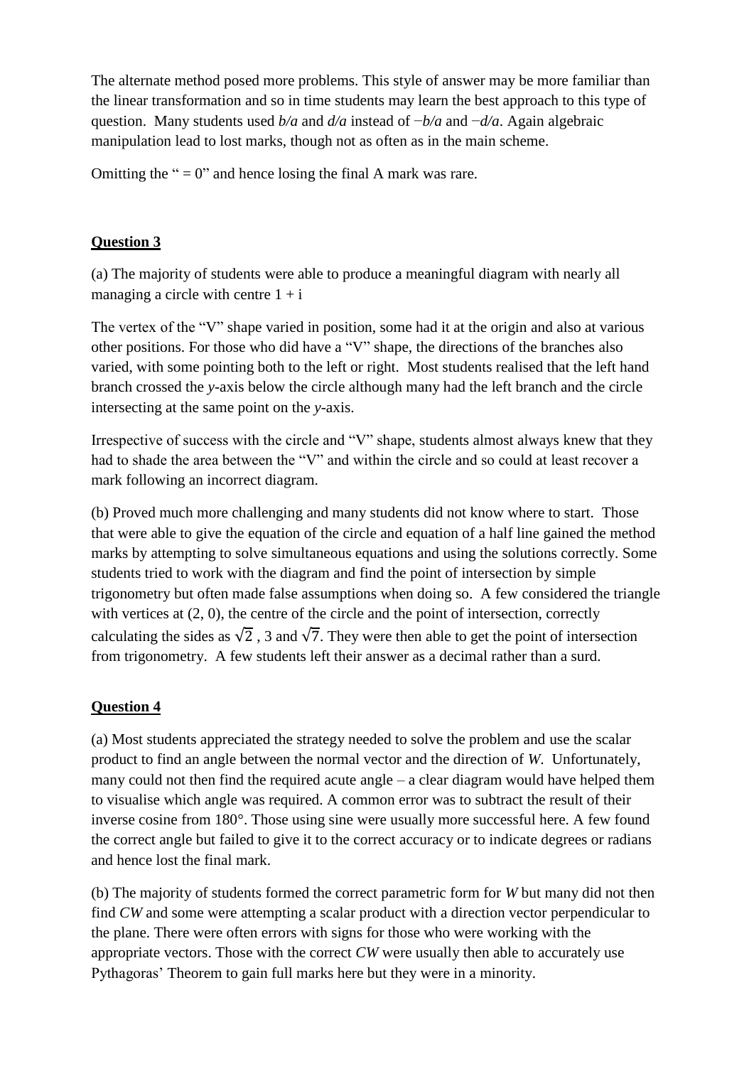The alternate method posed more problems. This style of answer may be more familiar than the linear transformation and so in time students may learn the best approach to this type of question. Many students used $b/a$ and $d/a$ instead of $-b/a$ and $-d/a$. Again algebraic manipulation lead to lost marks, though not as often as in the main scheme.

Omitting the " = 0" and hence losing the final A mark was rare.

## Question 3

(a) The majority of students were able to produce a meaningful diagram with nearly all managing a circle with centre $1 + \mathrm{i}$

The vertex of the "V" shape varied in position, some had it at the origin and also at various other positions. For those who did have a "V" shape, the directions of the branches also varied, with some pointing both to the left or right. Most students realised that the left hand branch crossed the $y$-axis below the circle although many had the left branch and the circle intersecting at the same point on the $y$-axis.

Irrespective of success with the circle and "V" shape, students almost always knew that they had to shade the area between the "V" and within the circle and so could at least recover a mark following an incorrect diagram.

(b) Proved much more challenging and many students did not know where to start. Those that were able to give the equation of the circle and equation of a half line gained the method marks by attempting to solve simultaneous equations and using the solutions correctly. Some students tried to work with the diagram and find the point of intersection by simple trigonometry but often made false assumptions when doing so. A few considered the triangle with vertices at (2, 0), the centre of the circle and the point of intersection, correctly calculating the sides as $\sqrt{2}$ , 3 and $\sqrt{7}$. They were then able to get the point of intersection from trigonometry. A few students left their answer as a decimal rather than a surd.

## Question 4

(a) Most students appreciated the strategy needed to solve the problem and use the scalar product to find an angle between the normal vector and the direction of $W$. Unfortunately, many could not then find the required acute angle – a clear diagram would have helped them to visualise which angle was required. A common error was to subtract the result of their inverse cosine from 180°. Those using sine were usually more successful here. A few found the correct angle but failed to give it to the correct accuracy or to indicate degrees or radians and hence lost the final mark.

(b) The majority of students formed the correct parametric form for $W$ but many did not then find $CW$ and some were attempting a scalar product with a direction vector perpendicular to the plane. There were often errors with signs for those who were working with the appropriate vectors. Those with the correct $CW$ were usually then able to accurately use Pythagoras' Theorem to gain full marks here but they were in a minority.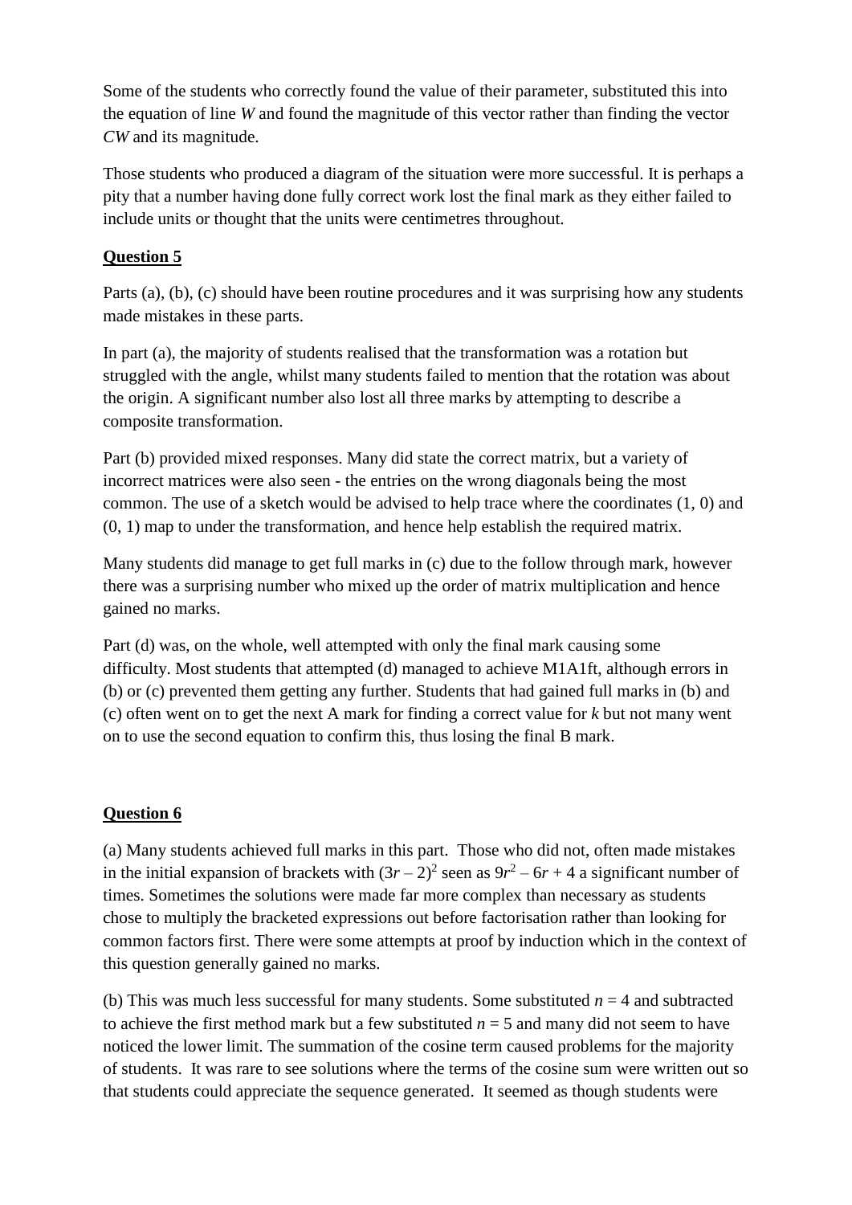Some of the students who correctly found the value of their parameter, substituted this into the equation of line *W* and found the magnitude of this vector rather than finding the vector *CW* and its magnitude.

Those students who produced a diagram of the situation were more successful. It is perhaps a pity that a number having done fully correct work lost the final mark as they either failed to include units or thought that the units were centimetres throughout.

## Question 5

Parts (a), (b), (c) should have been routine procedures and it was surprising how any students made mistakes in these parts.

In part (a), the majority of students realised that the transformation was a rotation but struggled with the angle, whilst many students failed to mention that the rotation was about the origin. A significant number also lost all three marks by attempting to describe a composite transformation.

Part (b) provided mixed responses. Many did state the correct matrix, but a variety of incorrect matrices were also seen - the entries on the wrong diagonals being the most common. The use of a sketch would be advised to help trace where the coordinates (1, 0) and (0, 1) map to under the transformation, and hence help establish the required matrix.

Many students did manage to get full marks in (c) due to the follow through mark, however there was a surprising number who mixed up the order of matrix multiplication and hence gained no marks.

Part (d) was, on the whole, well attempted with only the final mark causing some difficulty. Most students that attempted (d) managed to achieve M1A1ft, although errors in (b) or (c) prevented them getting any further. Students that had gained full marks in (b) and (c) often went on to get the next A mark for finding a correct value for $k$ but not many went on to use the second equation to confirm this, thus losing the final B mark.

## Question 6

(a) Many students achieved full marks in this part. Those who did not, often made mistakes in the initial expansion of brackets with $(3r - 2)^2$ seen as $9r^2 - 6r + 4$ a significant number of times. Sometimes the solutions were made far more complex than necessary as students chose to multiply the bracketed expressions out before factorisation rather than looking for common factors first. There were some attempts at proof by induction which in the context of this question generally gained no marks.

(b) This was much less successful for many students. Some substituted $n = 4$ and subtracted to achieve the first method mark but a few substituted $n = 5$ and many did not seem to have noticed the lower limit. The summation of the cosine term caused problems for the majority of students. It was rare to see solutions where the terms of the cosine sum were written out so that students could appreciate the sequence generated. It seemed as though students were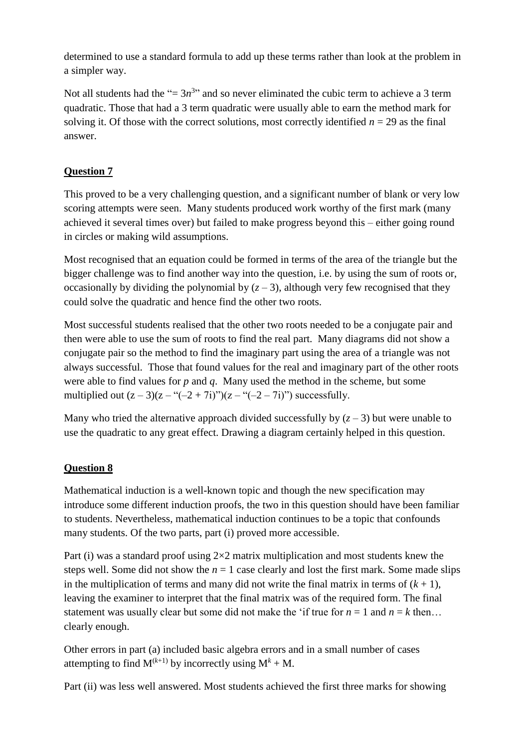determined to use a standard formula to add up these terms rather than look at the problem in a simpler way.

Not all students had the "$= 3n^3$" and so never eliminated the cubic term to achieve a 3 term quadratic. Those that had a 3 term quadratic were usually able to earn the method mark for solving it. Of those with the correct solutions, most correctly identified $n = 29$ as the final answer.

## Question 7

This proved to be a very challenging question, and a significant number of blank or very low scoring attempts were seen. Many students produced work worthy of the first mark (many achieved it several times over) but failed to make progress beyond this – either going round in circles or making wild assumptions.

Most recognised that an equation could be formed in terms of the area of the triangle but the bigger challenge was to find another way into the question, i.e. by using the sum of roots or, occasionally by dividing the polynomial by $(z - 3)$, although very few recognised that they could solve the quadratic and hence find the other two roots.

Most successful students realised that the other two roots needed to be a conjugate pair and then were able to use the sum of roots to find the real part. Many diagrams did not show a conjugate pair so the method to find the imaginary part using the area of a triangle was not always successful. Those that found values for the real and imaginary part of the other roots were able to find values for $p$ and $q$. Many used the method in the scheme, but some multiplied out $(z - 3)(z -$ "$(-2 + 7i)$"$)(z -$ "$(-2 - 7i)$"$)$ successfully.

Many who tried the alternative approach divided successfully by $(z - 3)$ but were unable to use the quadratic to any great effect. Drawing a diagram certainly helped in this question.

## Question 8

Mathematical induction is a well-known topic and though the new specification may introduce some different induction proofs, the two in this question should have been familiar to students. Nevertheless, mathematical induction continues to be a topic that confounds many students. Of the two parts, part (i) proved more accessible.

Part (i) was a standard proof using 2×2 matrix multiplication and most students knew the steps well. Some did not show the $n = 1$ case clearly and lost the first mark. Some made slips in the multiplication of terms and many did not write the final matrix in terms of $(k + 1)$, leaving the examiner to interpret that the final matrix was of the required form. The final statement was usually clear but some did not make the 'if true for $n = 1$ and $n = k$ then… clearly enough.

Other errors in part (a) included basic algebra errors and in a small number of cases attempting to find $M^{(k+1)}$ by incorrectly using $M^k + M$.

Part (ii) was less well answered. Most students achieved the first three marks for showing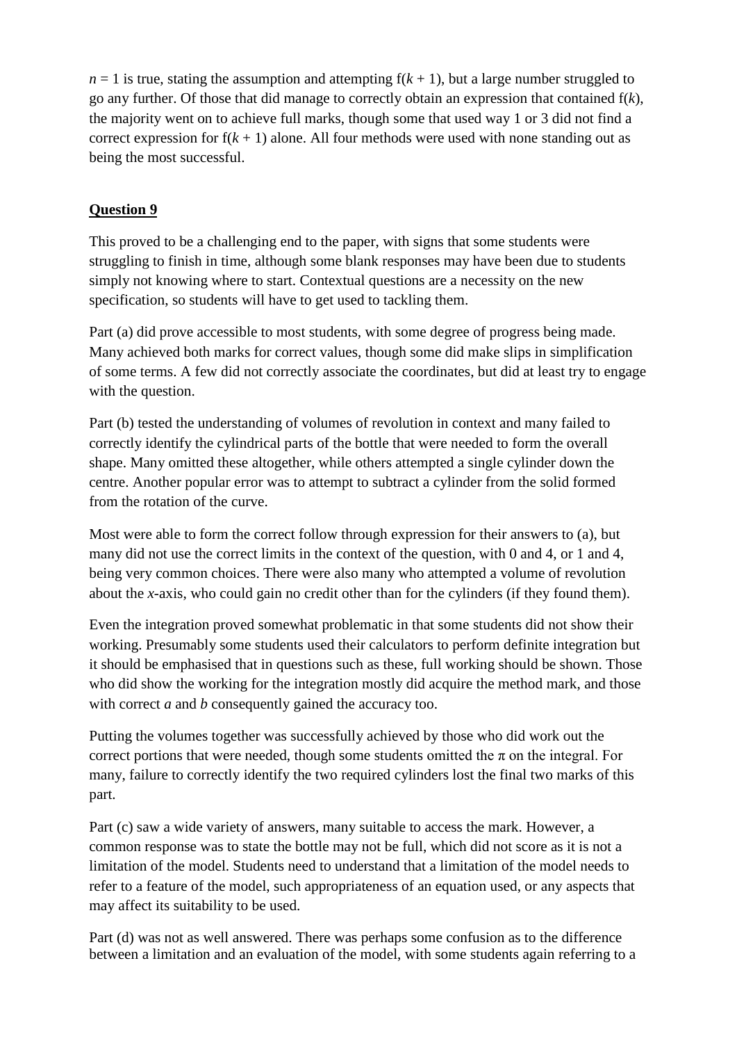$n = 1$ is true, stating the assumption and attempting $f(k + 1)$, but a large number struggled to go any further. Of those that did manage to correctly obtain an expression that contained $f(k)$, the majority went on to achieve full marks, though some that used way 1 or 3 did not find a correct expression for $f(k + 1)$ alone. All four methods were used with none standing out as being the most successful.

## Question 9

This proved to be a challenging end to the paper, with signs that some students were struggling to finish in time, although some blank responses may have been due to students simply not knowing where to start. Contextual questions are a necessity on the new specification, so students will have to get used to tackling them.

Part (a) did prove accessible to most students, with some degree of progress being made. Many achieved both marks for correct values, though some did make slips in simplification of some terms. A few did not correctly associate the coordinates, but did at least try to engage with the question.

Part (b) tested the understanding of volumes of revolution in context and many failed to correctly identify the cylindrical parts of the bottle that were needed to form the overall shape. Many omitted these altogether, while others attempted a single cylinder down the centre. Another popular error was to attempt to subtract a cylinder from the solid formed from the rotation of the curve.

Most were able to form the correct follow through expression for their answers to (a), but many did not use the correct limits in the context of the question, with 0 and 4, or 1 and 4, being very common choices. There were also many who attempted a volume of revolution about the $x$-axis, who could gain no credit other than for the cylinders (if they found them).

Even the integration proved somewhat problematic in that some students did not show their working. Presumably some students used their calculators to perform definite integration but it should be emphasised that in questions such as these, full working should be shown. Those who did show the working for the integration mostly did acquire the method mark, and those with correct $a$ and $b$ consequently gained the accuracy too.

Putting the volumes together was successfully achieved by those who did work out the correct portions that were needed, though some students omitted the $\pi$ on the integral. For many, failure to correctly identify the two required cylinders lost the final two marks of this part.

Part (c) saw a wide variety of answers, many suitable to access the mark. However, a common response was to state the bottle may not be full, which did not score as it is not a limitation of the model. Students need to understand that a limitation of the model needs to refer to a feature of the model, such appropriateness of an equation used, or any aspects that may affect its suitability to be used.

Part (d) was not as well answered. There was perhaps some confusion as to the difference between a limitation and an evaluation of the model, with some students again referring to a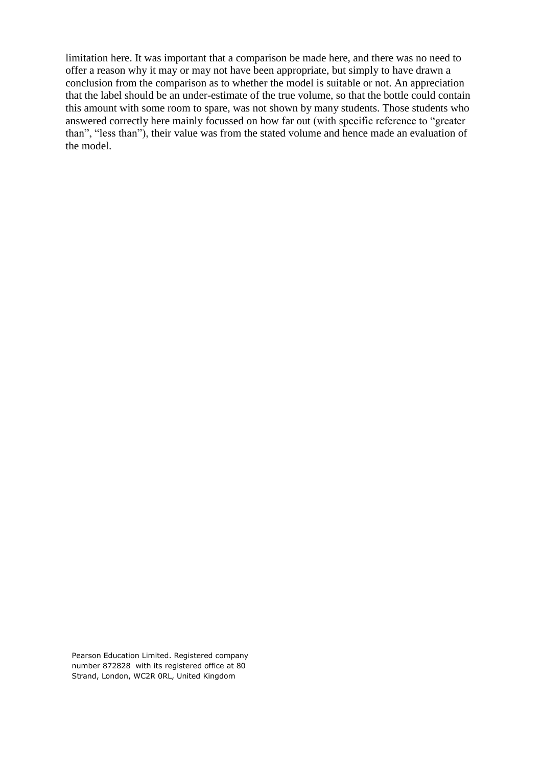limitation here. It was important that a comparison be made here, and there was no need to offer a reason why it may or may not have been appropriate, but simply to have drawn a conclusion from the comparison as to whether the model is suitable or not. An appreciation that the label should be an under-estimate of the true volume, so that the bottle could contain this amount with some room to spare, was not shown by many students. Those students who answered correctly here mainly focussed on how far out (with specific reference to "greater than", "less than"), their value was from the stated volume and hence made an evaluation of the model.

Pearson Education Limited. Registered company number 872828 with its registered office at 80 Strand, London, WC2R 0RL, United Kingdom